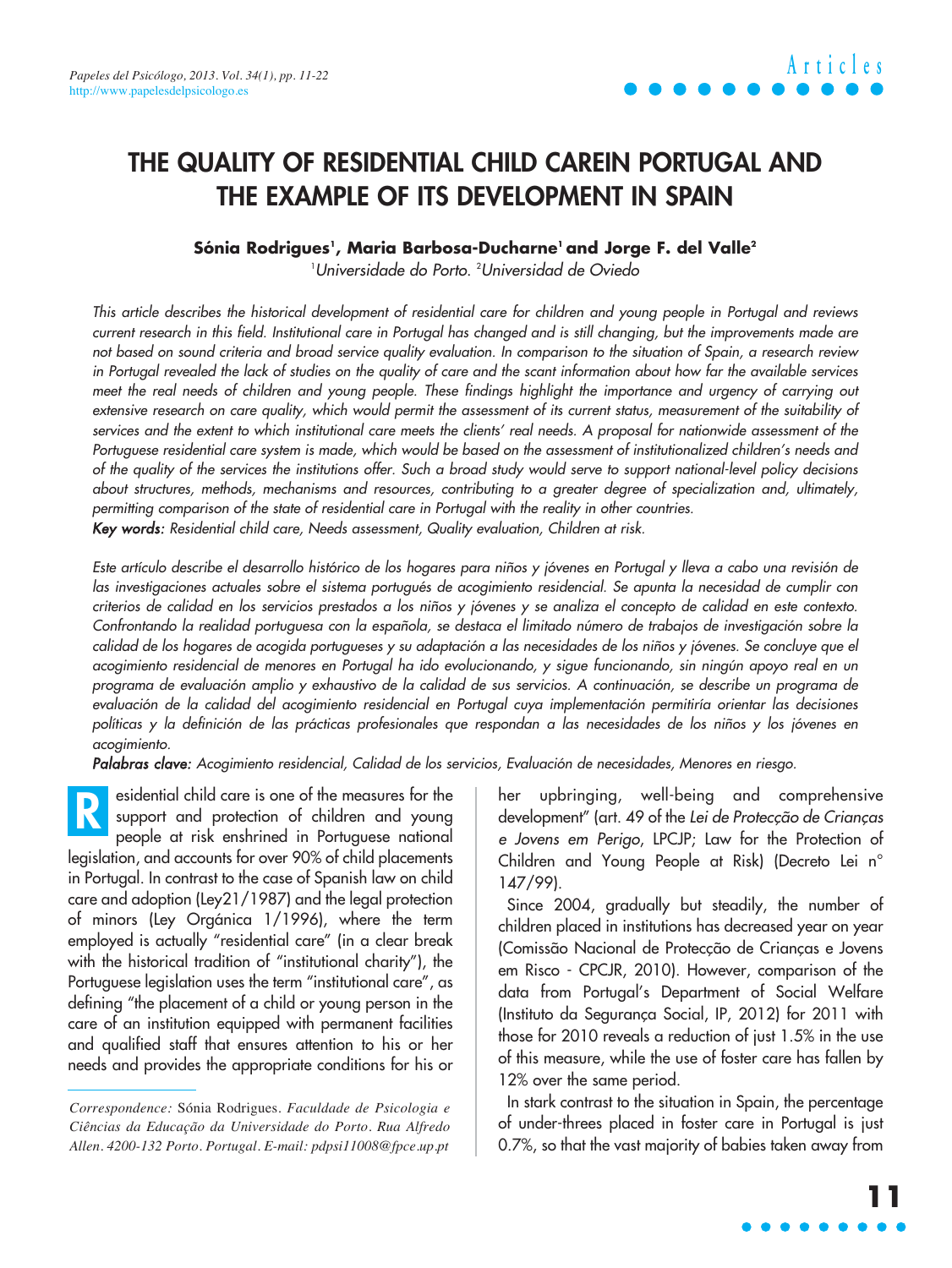# THE QUALITY OF RESIDENTIAL CHILD CAREIN PORTUGAL AND THE EXAMPLE OF ITS DEVELOPMENT IN SPAIN

**Sónia Rodrigues[1], Maria Barbosa-Ducharne[1] and Jorge F. del Valle[2]**

[1]*Universidade do Porto.* [2]*Universidad de Oviedo*

*This article describes the historical development of residential care for children and young people in Portugal and reviews current research in this field. Institutional care in Portugal has changed and is still changing, but the improvements made are not based on sound criteria and broad service quality evaluation. In comparison to the situation of Spain, a research review in Portugal revealed the lack of studies on the quality of care and the scant information about how far the available services meet the real needs of children and young people. These findings highlight the importance and urgency of carrying out extensive research on care quality, which would permit the assessment of its current status, measurement of the suitability of services and the extent to which institutional care meets the clients' real needs. A proposal for nationwide assessment of the Portuguese residential care system is made, which would be based on the assessment of institutionalized children's needs and of the quality of the services the institutions offer. Such a broad study would serve to support national-level policy decisions about structures, methods, mechanisms and resources, contributing to a greater degree of specialization and, ultimately, permitting comparison of the state of residential care in Portugal with the reality in other countries.*

***Key words:*** *Residential child care, Needs assessment, Quality evaluation, Children at risk.*

*Este artículo describe el desarrollo histórico de los hogares para niños y jóvenes en Portugal y lleva a cabo una revisión de las investigaciones actuales sobre el sistema portugués de acogimiento residencial. Se apunta la necesidad de cumplir con criterios de calidad en los servicios prestados a los niños y jóvenes y se analiza el concepto de calidad en este contexto. Confrontando la realidad portuguesa con la española, se destaca el limitado número de trabajos de investigación sobre la calidad de los hogares de acogida portugueses y su adaptación a las necesidades de los niños y jóvenes. Se concluye que el acogimiento residencial de menores en Portugal ha ido evolucionando, y sigue funcionando, sin ningún apoyo real en un programa de evaluación amplio y exhaustivo de la calidad de sus servicios. A continuación, se describe un programa de evaluación de la calidad del acogimiento residencial en Portugal cuya implementación permitiría orientar las decisiones políticas y la definición de las prácticas profesionales que respondan a las necesidades de los niños y los jóvenes en acogimiento.*

***Palabras clave:*** *Acogimiento residencial, Calidad de los servicios, Evaluación de necesidades, Menores en riesgo.*

Residential child care is one of the measures for the support and protection of children and young people at risk enshrined in Portuguese national legislation, and accounts for over 90% of child placements in Portugal. In contrast to the case of Spanish law on child care and adoption (Ley21/1987) and the legal protection of minors (Ley Orgánica 1/1996), where the term employed is actually "residential care" (in a clear break with the historical tradition of "institutional charity"), the Portuguese legislation uses the term "institutional care", as defining "the placement of a child or young person in the care of an institution equipped with permanent facilities and qualified staff that ensures attention to his or her needs and provides the appropriate conditions for his or her upbringing, well-being and comprehensive development" (art. 49 of the *Lei de Protecção de Crianças e Jovens em Perigo*, LPCJP; Law for the Protection of Children and Young People at Risk) (Decreto Lei n° 147/99).

Since 2004, gradually but steadily, the number of children placed in institutions has decreased year on year (Comissão Nacional de Protecção de Crianças e Jovens em Risco - CPCJR, 2010). However, comparison of the data from Portugal's Department of Social Welfare (Instituto da Segurança Social, IP, 2012) for 2011 with those for 2010 reveals a reduction of just 1.5% in the use of this measure, while the use of foster care has fallen by 12% over the same period.

In stark contrast to the situation in Spain, the percentage of under-threes placed in foster care in Portugal is just 0.7%, so that the vast majority of babies taken away from

*Correspondence:* Sónia Rodrigues. *Faculdade de Psicologia e Ciências da Educação da Universidade do Porto. Rua Alfredo Allen. 4200-132 Porto. Portugal. E-mail: pdpsi11008@fpce.up.pt*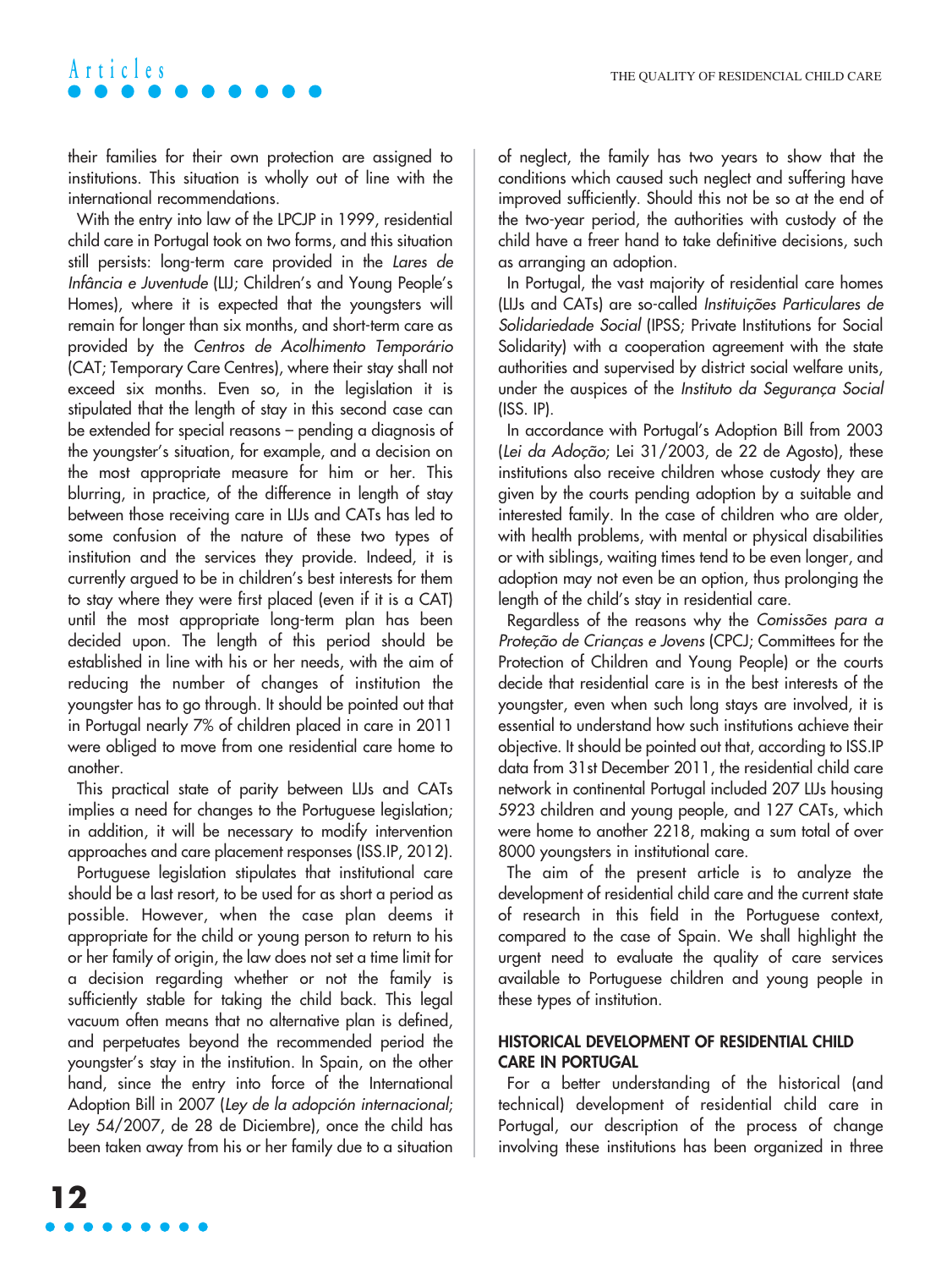their families for their own protection are assigned to institutions. This situation is wholly out of line with the international recommendations.

With the entry into law of the LPCJP in 1999, residential child care in Portugal took on two forms, and this situation still persists: long-term care provided in the *Lares de Infância e Juventude* (LIJ; Children's and Young People's Homes), where it is expected that the youngsters will remain for longer than six months, and short-term care as provided by the *Centros de Acolhimento Temporário* (CAT; Temporary Care Centres), where their stay shall not exceed six months. Even so, in the legislation it is stipulated that the length of stay in this second case can be extended for special reasons – pending a diagnosis of the youngster's situation, for example, and a decision on the most appropriate measure for him or her. This blurring, in practice, of the difference in length of stay between those receiving care in LIJs and CATs has led to some confusion of the nature of these two types of institution and the services they provide. Indeed, it is currently argued to be in children's best interests for them to stay where they were first placed (even if it is a CAT) until the most appropriate long-term plan has been decided upon. The length of this period should be established in line with his or her needs, with the aim of reducing the number of changes of institution the youngster has to go through. It should be pointed out that in Portugal nearly 7% of children placed in care in 2011 were obliged to move from one residential care home to another.

This practical state of parity between LIJs and CATs implies a need for changes to the Portuguese legislation; in addition, it will be necessary to modify intervention approaches and care placement responses (ISS.IP, 2012).

Portuguese legislation stipulates that institutional care should be a last resort, to be used for as short a period as possible. However, when the case plan deems it appropriate for the child or young person to return to his or her family of origin, the law does not set a time limit for a decision regarding whether or not the family is sufficiently stable for taking the child back. This legal vacuum often means that no alternative plan is defined, and perpetuates beyond the recommended period the youngster's stay in the institution. In Spain, on the other hand, since the entry into force of the International Adoption Bill in 2007 (*Ley de la adopción internacional*; Ley 54/2007, de 28 de Diciembre), once the child has been taken away from his or her family due to a situation of neglect, the family has two years to show that the conditions which caused such neglect and suffering have improved sufficiently. Should this not be so at the end of the two-year period, the authorities with custody of the child have a freer hand to take definitive decisions, such as arranging an adoption.

In Portugal, the vast majority of residential care homes (LIJs and CATs) are so-called *Instituições Particulares de Solidariedade Social* (IPSS; Private Institutions for Social Solidarity) with a cooperation agreement with the state authorities and supervised by district social welfare units, under the auspices of the *Instituto da Segurança Social* (ISS. IP).

In accordance with Portugal's Adoption Bill from 2003 (*Lei da Adoção*; Lei 31/2003, de 22 de Agosto), these institutions also receive children whose custody they are given by the courts pending adoption by a suitable and interested family. In the case of children who are older, with health problems, with mental or physical disabilities or with siblings, waiting times tend to be even longer, and adoption may not even be an option, thus prolonging the length of the child's stay in residential care.

Regardless of the reasons why the *Comissões para a Proteção de Crianças e Jovens* (CPCJ; Committees for the Protection of Children and Young People) or the courts decide that residential care is in the best interests of the youngster, even when such long stays are involved, it is essential to understand how such institutions achieve their objective. It should be pointed out that, according to ISS.IP data from 31st December 2011, the residential child care network in continental Portugal included 207 LIJs housing 5923 children and young people, and 127 CATs, which were home to another 2218, making a sum total of over 8000 youngsters in institutional care.

The aim of the present article is to analyze the development of residential child care and the current state of research in this field in the Portuguese context, compared to the case of Spain. We shall highlight the urgent need to evaluate the quality of care services available to Portuguese children and young people in these types of institution.

## HISTORICAL DEVELOPMENT OF RESIDENTIAL CHILD CARE IN PORTUGAL

For a better understanding of the historical (and technical) development of residential child care in Portugal, our description of the process of change involving these institutions has been organized in three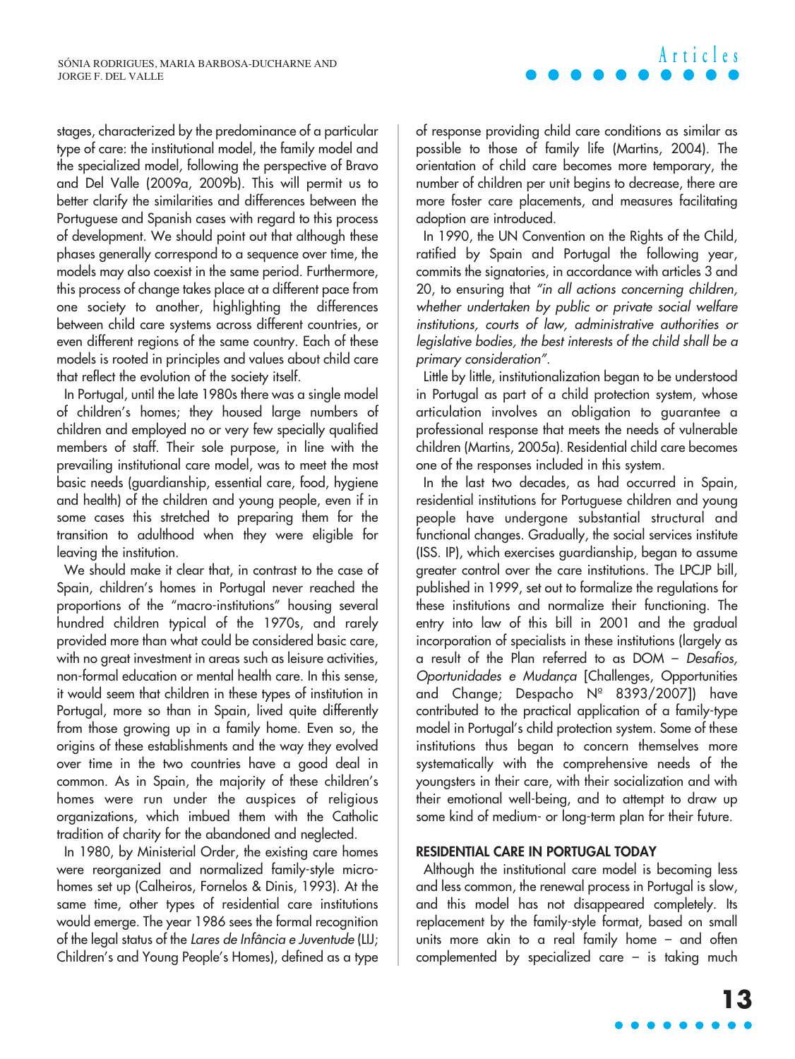stages, characterized by the predominance of a particular type of care: the institutional model, the family model and the specialized model, following the perspective of Bravo and Del Valle (2009a, 2009b). This will permit us to better clarify the similarities and differences between the Portuguese and Spanish cases with regard to this process of development. We should point out that although these phases generally correspond to a sequence over time, the models may also coexist in the same period. Furthermore, this process of change takes place at a different pace from one society to another, highlighting the differences between child care systems across different countries, or even different regions of the same country. Each of these models is rooted in principles and values about child care that reflect the evolution of the society itself.

In Portugal, until the late 1980s there was a single model of children's homes; they housed large numbers of children and employed no or very few specially qualified members of staff. Their sole purpose, in line with the prevailing institutional care model, was to meet the most basic needs (guardianship, essential care, food, hygiene and health) of the children and young people, even if in some cases this stretched to preparing them for the transition to adulthood when they were eligible for leaving the institution.

We should make it clear that, in contrast to the case of Spain, children's homes in Portugal never reached the proportions of the "macro-institutions" housing several hundred children typical of the 1970s, and rarely provided more than what could be considered basic care, with no great investment in areas such as leisure activities, non-formal education or mental health care. In this sense, it would seem that children in these types of institution in Portugal, more so than in Spain, lived quite differently from those growing up in a family home. Even so, the origins of these establishments and the way they evolved over time in the two countries have a good deal in common. As in Spain, the majority of these children's homes were run under the auspices of religious organizations, which imbued them with the Catholic tradition of charity for the abandoned and neglected.

In 1980, by Ministerial Order, the existing care homes were reorganized and normalized family-style micro-homes set up (Calheiros, Fornelos & Dinis, 1993). At the same time, other types of residential care institutions would emerge. The year 1986 sees the formal recognition of the legal status of the *Lares de Infância e Juventude* (LIJ; Children's and Young People's Homes), defined as a type of response providing child care conditions as similar as possible to those of family life (Martins, 2004). The orientation of child care becomes more temporary, the number of children per unit begins to decrease, there are more foster care placements, and measures facilitating adoption are introduced.

In 1990, the UN Convention on the Rights of the Child, ratified by Spain and Portugal the following year, commits the signatories, in accordance with articles 3 and 20, to ensuring that *"in all actions concerning children, whether undertaken by public or private social welfare institutions, courts of law, administrative authorities or legislative bodies, the best interests of the child shall be a primary consideration"*.

Little by little, institutionalization began to be understood in Portugal as part of a child protection system, whose articulation involves an obligation to guarantee a professional response that meets the needs of vulnerable children (Martins, 2005a). Residential child care becomes one of the responses included in this system.

In the last two decades, as had occurred in Spain, residential institutions for Portuguese children and young people have undergone substantial structural and functional changes. Gradually, the social services institute (ISS. IP), which exercises guardianship, began to assume greater control over the care institutions. The LPCJP bill, published in 1999, set out to formalize the regulations for these institutions and normalize their functioning. The entry into law of this bill in 2001 and the gradual incorporation of specialists in these institutions (largely as a result of the Plan referred to as DOM – *Desafios, Oportunidades e Mudança* [Challenges, Opportunities and Change; Despacho Nº 8393/2007]) have contributed to the practical application of a family-type model in Portugal's child protection system. Some of these institutions thus began to concern themselves more systematically with the comprehensive needs of the youngsters in their care, with their socialization and with their emotional well-being, and to attempt to draw up some kind of medium- or long-term plan for their future.

## RESIDENTIAL CARE IN PORTUGAL TODAY

Although the institutional care model is becoming less and less common, the renewal process in Portugal is slow, and this model has not disappeared completely. Its replacement by the family-style format, based on small units more akin to a real family home – and often complemented by specialized care – is taking much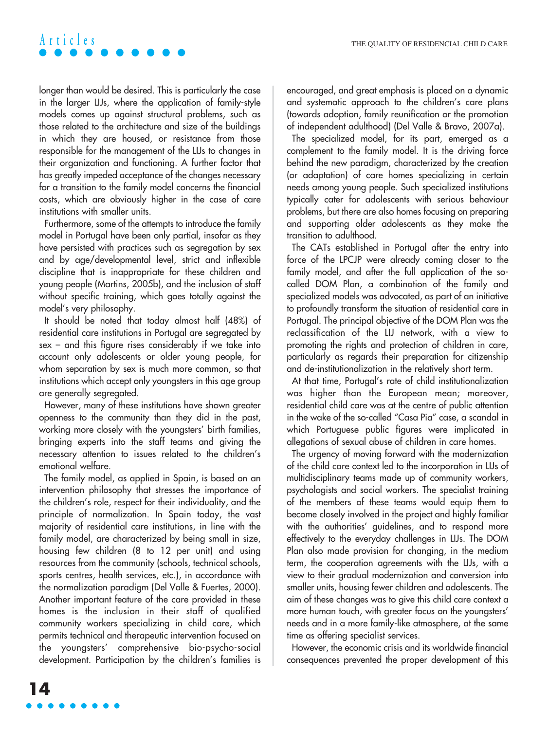longer than would be desired. This is particularly the case in the larger LIJs, where the application of family-style models comes up against structural problems, such as those related to the architecture and size of the buildings in which they are housed, or resistance from those responsible for the management of the LIJs to changes in their organization and functioning. A further factor that has greatly impeded acceptance of the changes necessary for a transition to the family model concerns the financial costs, which are obviously higher in the case of care institutions with smaller units.

Furthermore, some of the attempts to introduce the family model in Portugal have been only partial, insofar as they have persisted with practices such as segregation by sex and by age/developmental level, strict and inflexible discipline that is inappropriate for these children and young people (Martins, 2005b), and the inclusion of staff without specific training, which goes totally against the model's very philosophy.

It should be noted that today almost half (48%) of residential care institutions in Portugal are segregated by sex – and this figure rises considerably if we take into account only adolescents or older young people, for whom separation by sex is much more common, so that institutions which accept only youngsters in this age group are generally segregated.

However, many of these institutions have shown greater openness to the community than they did in the past, working more closely with the youngsters' birth families, bringing experts into the staff teams and giving the necessary attention to issues related to the children's emotional welfare.

The family model, as applied in Spain, is based on an intervention philosophy that stresses the importance of the children's role, respect for their individuality, and the principle of normalization. In Spain today, the vast majority of residential care institutions, in line with the family model, are characterized by being small in size, housing few children (8 to 12 per unit) and using resources from the community (schools, technical schools, sports centres, health services, etc.), in accordance with the normalization paradigm (Del Valle & Fuertes, 2000). Another important feature of the care provided in these homes is the inclusion in their staff of qualified community workers specializing in child care, which permits technical and therapeutic intervention focused on the youngsters' comprehensive bio-psycho-social development. Participation by the children's families is encouraged, and great emphasis is placed on a dynamic and systematic approach to the children's care plans (towards adoption, family reunification or the promotion of independent adulthood) (Del Valle & Bravo, 2007a).

The specialized model, for its part, emerged as a complement to the family model. It is the driving force behind the new paradigm, characterized by the creation (or adaptation) of care homes specializing in certain needs among young people. Such specialized institutions typically cater for adolescents with serious behaviour problems, but there are also homes focusing on preparing and supporting older adolescents as they make the transition to adulthood.

The CATs established in Portugal after the entry into force of the LPCJP were already coming closer to the family model, and after the full application of the so-called DOM Plan, a combination of the family and specialized models was advocated, as part of an initiative to profoundly transform the situation of residential care in Portugal. The principal objective of the DOM Plan was the reclassification of the LIJ network, with a view to promoting the rights and protection of children in care, particularly as regards their preparation for citizenship and de-institutionalization in the relatively short term.

At that time, Portugal's rate of child institutionalization was higher than the European mean; moreover, residential child care was at the centre of public attention in the wake of the so-called "Casa Pia" case, a scandal in which Portuguese public figures were implicated in allegations of sexual abuse of children in care homes.

The urgency of moving forward with the modernization of the child care context led to the incorporation in LIJs of multidisciplinary teams made up of community workers, psychologists and social workers. The specialist training of the members of these teams would equip them to become closely involved in the project and highly familiar with the authorities' guidelines, and to respond more effectively to the everyday challenges in LIJs. The DOM Plan also made provision for changing, in the medium term, the cooperation agreements with the LIJs, with a view to their gradual modernization and conversion into smaller units, housing fewer children and adolescents. The aim of these changes was to give this child care context a more human touch, with greater focus on the youngsters' needs and in a more family-like atmosphere, at the same time as offering specialist services.

However, the economic crisis and its worldwide financial consequences prevented the proper development of this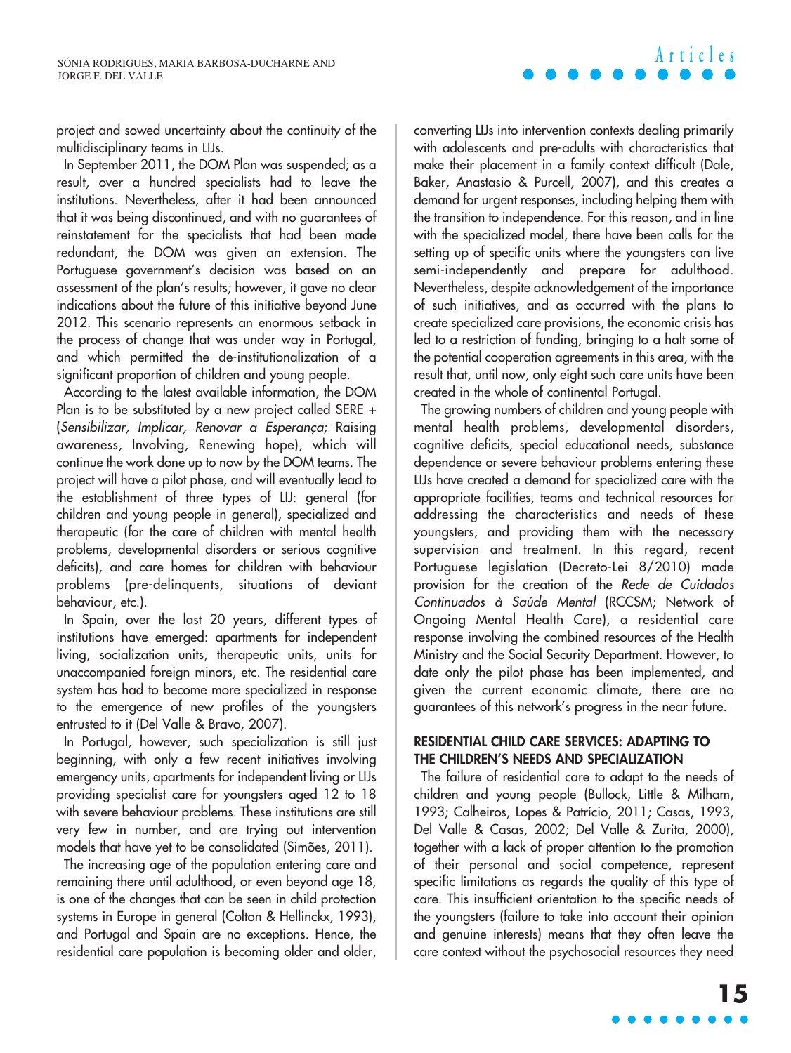project and sowed uncertainty about the continuity of the multidisciplinary teams in LIJs.

In September 2011, the DOM Plan was suspended; as a result, over a hundred specialists had to leave the institutions. Nevertheless, after it had been announced that it was being discontinued, and with no guarantees of reinstatement for the specialists that had been made redundant, the DOM was given an extension. The Portuguese government's decision was based on an assessment of the plan's results; however, it gave no clear indications about the future of this initiative beyond June 2012. This scenario represents an enormous setback in the process of change that was under way in Portugal, and which permitted the de-institutionalization of a significant proportion of children and young people.

According to the latest available information, the DOM Plan is to be substituted by a new project called SERE + (*Sensibilizar, Implicar, Renovar a Esperança*; Raising awareness, Involving, Renewing hope), which will continue the work done up to now by the DOM teams. The project will have a pilot phase, and will eventually lead to the establishment of three types of LIJ: general (for children and young people in general), specialized and therapeutic (for the care of children with mental health problems, developmental disorders or serious cognitive deficits), and care homes for children with behaviour problems (pre-delinquents, situations of deviant behaviour, etc.).

In Spain, over the last 20 years, different types of institutions have emerged: apartments for independent living, socialization units, therapeutic units, units for unaccompanied foreign minors, etc. The residential care system has had to become more specialized in response to the emergence of new profiles of the youngsters entrusted to it (Del Valle & Bravo, 2007).

In Portugal, however, such specialization is still just beginning, with only a few recent initiatives involving emergency units, apartments for independent living or LIJs providing specialist care for youngsters aged 12 to 18 with severe behaviour problems. These institutions are still very few in number, and are trying out intervention models that have yet to be consolidated (Simões, 2011).

The increasing age of the population entering care and remaining there until adulthood, or even beyond age 18, is one of the changes that can be seen in child protection systems in Europe in general (Colton & Hellinckx, 1993), and Portugal and Spain are no exceptions. Hence, the residential care population is becoming older and older, converting LIJs into intervention contexts dealing primarily with adolescents and pre-adults with characteristics that make their placement in a family context difficult (Dale, Baker, Anastasio & Purcell, 2007), and this creates a demand for urgent responses, including helping them with the transition to independence. For this reason, and in line with the specialized model, there have been calls for the setting up of specific units where the youngsters can live semi-independently and prepare for adulthood. Nevertheless, despite acknowledgement of the importance of such initiatives, and as occurred with the plans to create specialized care provisions, the economic crisis has led to a restriction of funding, bringing to a halt some of the potential cooperation agreements in this area, with the result that, until now, only eight such care units have been created in the whole of continental Portugal.

The growing numbers of children and young people with mental health problems, developmental disorders, cognitive deficits, special educational needs, substance dependence or severe behaviour problems entering these LIJs have created a demand for specialized care with the appropriate facilities, teams and technical resources for addressing the characteristics and needs of these youngsters, and providing them with the necessary supervision and treatment. In this regard, recent Portuguese legislation (Decreto-Lei 8/2010) made provision for the creation of the *Rede de Cuidados Continuados à Saúde Mental* (RCCSM; Network of Ongoing Mental Health Care), a residential care response involving the combined resources of the Health Ministry and the Social Security Department. However, to date only the pilot phase has been implemented, and given the current economic climate, there are no guarantees of this network's progress in the near future.

## RESIDENTIAL CHILD CARE SERVICES: ADAPTING TO THE CHILDREN'S NEEDS AND SPECIALIZATION

The failure of residential care to adapt to the needs of children and young people (Bullock, Little & Milham, 1993; Calheiros, Lopes & Patrício, 2011; Casas, 1993, Del Valle & Casas, 2002; Del Valle & Zurita, 2000), together with a lack of proper attention to the promotion of their personal and social competence, represent specific limitations as regards the quality of this type of care. This insufficient orientation to the specific needs of the youngsters (failure to take into account their opinion and genuine interests) means that they often leave the care context without the psychosocial resources they need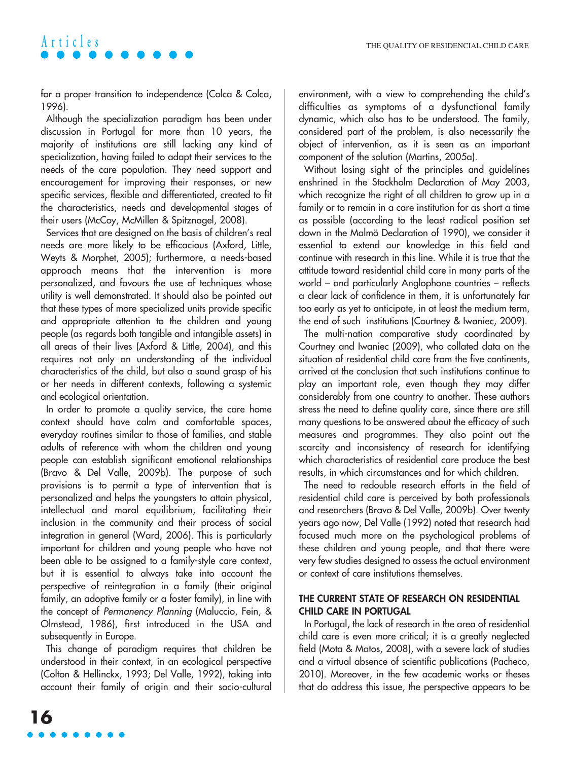for a proper transition to independence (Colca & Colca, 1996).

Although the specialization paradigm has been under discussion in Portugal for more than 10 years, the majority of institutions are still lacking any kind of specialization, having failed to adapt their services to the needs of the care population. They need support and encouragement for improving their responses, or new specific services, flexible and differentiated, created to fit the characteristics, needs and developmental stages of their users (McCoy, McMillen & Spitznagel, 2008).

Services that are designed on the basis of children's real needs are more likely to be efficacious (Axford, Little, Weyts & Morphet, 2005); furthermore, a needs-based approach means that the intervention is more personalized, and favours the use of techniques whose utility is well demonstrated. It should also be pointed out that these types of more specialized units provide specific and appropriate attention to the children and young people (as regards both tangible and intangible assets) in all areas of their lives (Axford & Little, 2004), and this requires not only an understanding of the individual characteristics of the child, but also a sound grasp of his or her needs in different contexts, following a systemic and ecological orientation.

In order to promote a quality service, the care home context should have calm and comfortable spaces, everyday routines similar to those of families, and stable adults of reference with whom the children and young people can establish significant emotional relationships (Bravo & Del Valle, 2009b). The purpose of such provisions is to permit a type of intervention that is personalized and helps the youngsters to attain physical, intellectual and moral equilibrium, facilitating their inclusion in the community and their process of social integration in general (Ward, 2006). This is particularly important for children and young people who have not been able to be assigned to a family-style care context, but it is essential to always take into account the perspective of reintegration in a family (their original family, an adoptive family or a foster family), in line with the concept of *Permanency Planning* (Maluccio, Fein, & Olmstead, 1986), first introduced in the USA and subsequently in Europe.

This change of paradigm requires that children be understood in their context, in an ecological perspective (Colton & Hellinckx, 1993; Del Valle, 1992), taking into account their family of origin and their socio-cultural environment, with a view to comprehending the child's difficulties as symptoms of a dysfunctional family dynamic, which also has to be understood. The family, considered part of the problem, is also necessarily the object of intervention, as it is seen as an important component of the solution (Martins, 2005a).

Without losing sight of the principles and guidelines enshrined in the Stockholm Declaration of May 2003, which recognize the right of all children to grow up in a family or to remain in a care institution for as short a time as possible (according to the least radical position set down in the Malmö Declaration of 1990), we consider it essential to extend our knowledge in this field and continue with research in this line. While it is true that the attitude toward residential child care in many parts of the world – and particularly Anglophone countries – reflects a clear lack of confidence in them, it is unfortunately far too early as yet to anticipate, in at least the medium term, the end of such institutions (Courtney & Iwaniec, 2009).

The multi-nation comparative study coordinated by Courtney and Iwaniec (2009), who collated data on the situation of residential child care from the five continents, arrived at the conclusion that such institutions continue to play an important role, even though they may differ considerably from one country to another. These authors stress the need to define quality care, since there are still many questions to be answered about the efficacy of such measures and programmes. They also point out the scarcity and inconsistency of research for identifying which characteristics of residential care produce the best results, in which circumstances and for which children.

The need to redouble research efforts in the field of residential child care is perceived by both professionals and researchers (Bravo & Del Valle, 2009b). Over twenty years ago now, Del Valle (1992) noted that research had focused much more on the psychological problems of these children and young people, and that there were very few studies designed to assess the actual environment or context of care institutions themselves.

## THE CURRENT STATE OF RESEARCH ON RESIDENTIAL CHILD CARE IN PORTUGAL

In Portugal, the lack of research in the area of residential child care is even more critical; it is a greatly neglected field (Mota & Matos, 2008), with a severe lack of studies and a virtual absence of scientific publications (Pacheco, 2010). Moreover, in the few academic works or theses that do address this issue, the perspective appears to be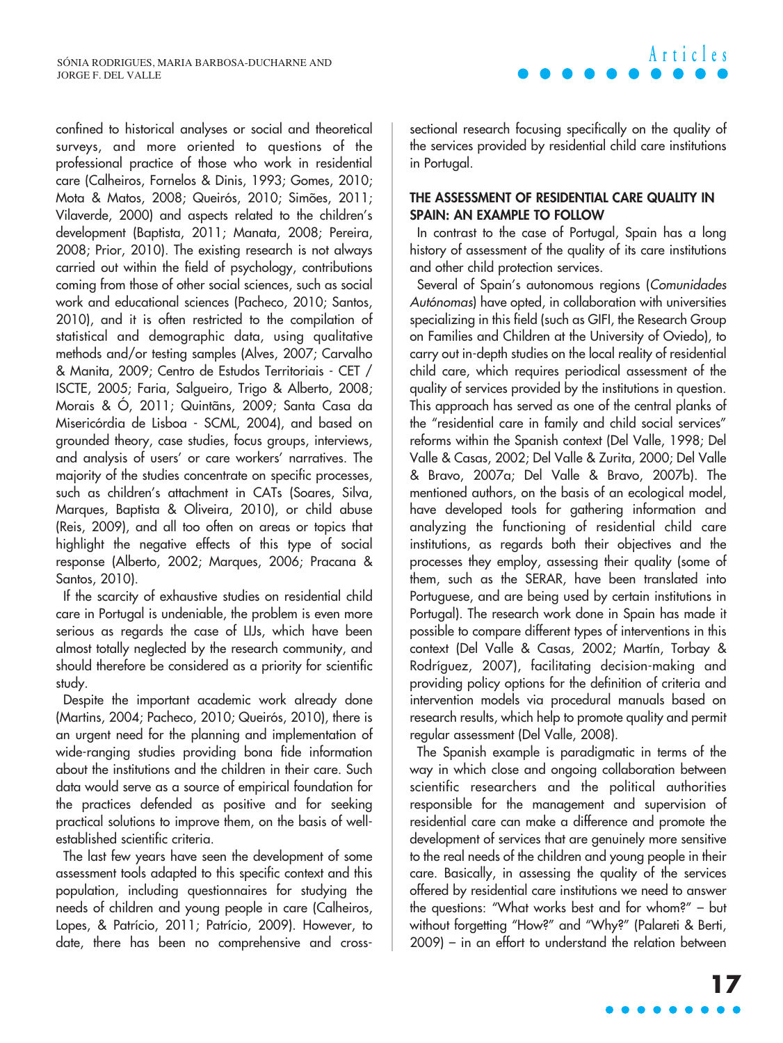confined to historical analyses or social and theoretical surveys, and more oriented to questions of the professional practice of those who work in residential care (Calheiros, Fornelos & Dinis, 1993; Gomes, 2010; Mota & Matos, 2008; Queirós, 2010; Simões, 2011; Vilaverde, 2000) and aspects related to the children's development (Baptista, 2011; Manata, 2008; Pereira, 2008; Prior, 2010). The existing research is not always carried out within the field of psychology, contributions coming from those of other social sciences, such as social work and educational sciences (Pacheco, 2010; Santos, 2010), and it is often restricted to the compilation of statistical and demographic data, using qualitative methods and/or testing samples (Alves, 2007; Carvalho & Manita, 2009; Centro de Estudos Territoriais - CET / ISCTE, 2005; Faria, Salgueiro, Trigo & Alberto, 2008; Morais & Ó, 2011; Quintãns, 2009; Santa Casa da Misericórdia de Lisboa - SCML, 2004), and based on grounded theory, case studies, focus groups, interviews, and analysis of users' or care workers' narratives. The majority of the studies concentrate on specific processes, such as children's attachment in CATs (Soares, Silva, Marques, Baptista & Oliveira, 2010), or child abuse (Reis, 2009), and all too often on areas or topics that highlight the negative effects of this type of social response (Alberto, 2002; Marques, 2006; Pracana & Santos, 2010).

If the scarcity of exhaustive studies on residential child care in Portugal is undeniable, the problem is even more serious as regards the case of LIJs, which have been almost totally neglected by the research community, and should therefore be considered as a priority for scientific study.

Despite the important academic work already done (Martins, 2004; Pacheco, 2010; Queirós, 2010), there is an urgent need for the planning and implementation of wide-ranging studies providing bona fide information about the institutions and the children in their care. Such data would serve as a source of empirical foundation for the practices defended as positive and for seeking practical solutions to improve them, on the basis of well-established scientific criteria.

The last few years have seen the development of some assessment tools adapted to this specific context and this population, including questionnaires for studying the needs of children and young people in care (Calheiros, Lopes, & Patrício, 2011; Patrício, 2009). However, to date, there has been no comprehensive and cross-sectional research focusing specifically on the quality of the services provided by residential child care institutions in Portugal.

## THE ASSESSMENT OF RESIDENTIAL CARE QUALITY IN SPAIN: AN EXAMPLE TO FOLLOW

In contrast to the case of Portugal, Spain has a long history of assessment of the quality of its care institutions and other child protection services.

Several of Spain's autonomous regions (*Comunidades Autónomas*) have opted, in collaboration with universities specializing in this field (such as GIFI, the Research Group on Families and Children at the University of Oviedo), to carry out in-depth studies on the local reality of residential child care, which requires periodical assessment of the quality of services provided by the institutions in question. This approach has served as one of the central planks of the "residential care in family and child social services" reforms within the Spanish context (Del Valle, 1998; Del Valle & Casas, 2002; Del Valle & Zurita, 2000; Del Valle & Bravo, 2007a; Del Valle & Bravo, 2007b). The mentioned authors, on the basis of an ecological model, have developed tools for gathering information and analyzing the functioning of residential child care institutions, as regards both their objectives and the processes they employ, assessing their quality (some of them, such as the SERAR, have been translated into Portuguese, and are being used by certain institutions in Portugal). The research work done in Spain has made it possible to compare different types of interventions in this context (Del Valle & Casas, 2002; Martín, Torbay & Rodríguez, 2007), facilitating decision-making and providing policy options for the definition of criteria and intervention models via procedural manuals based on research results, which help to promote quality and permit regular assessment (Del Valle, 2008).

The Spanish example is paradigmatic in terms of the way in which close and ongoing collaboration between scientific researchers and the political authorities responsible for the management and supervision of residential care can make a difference and promote the development of services that are genuinely more sensitive to the real needs of the children and young people in their care. Basically, in assessing the quality of the services offered by residential care institutions we need to answer the questions: "What works best and for whom?" – but without forgetting "How?" and "Why?" (Palareti & Berti, 2009) – in an effort to understand the relation between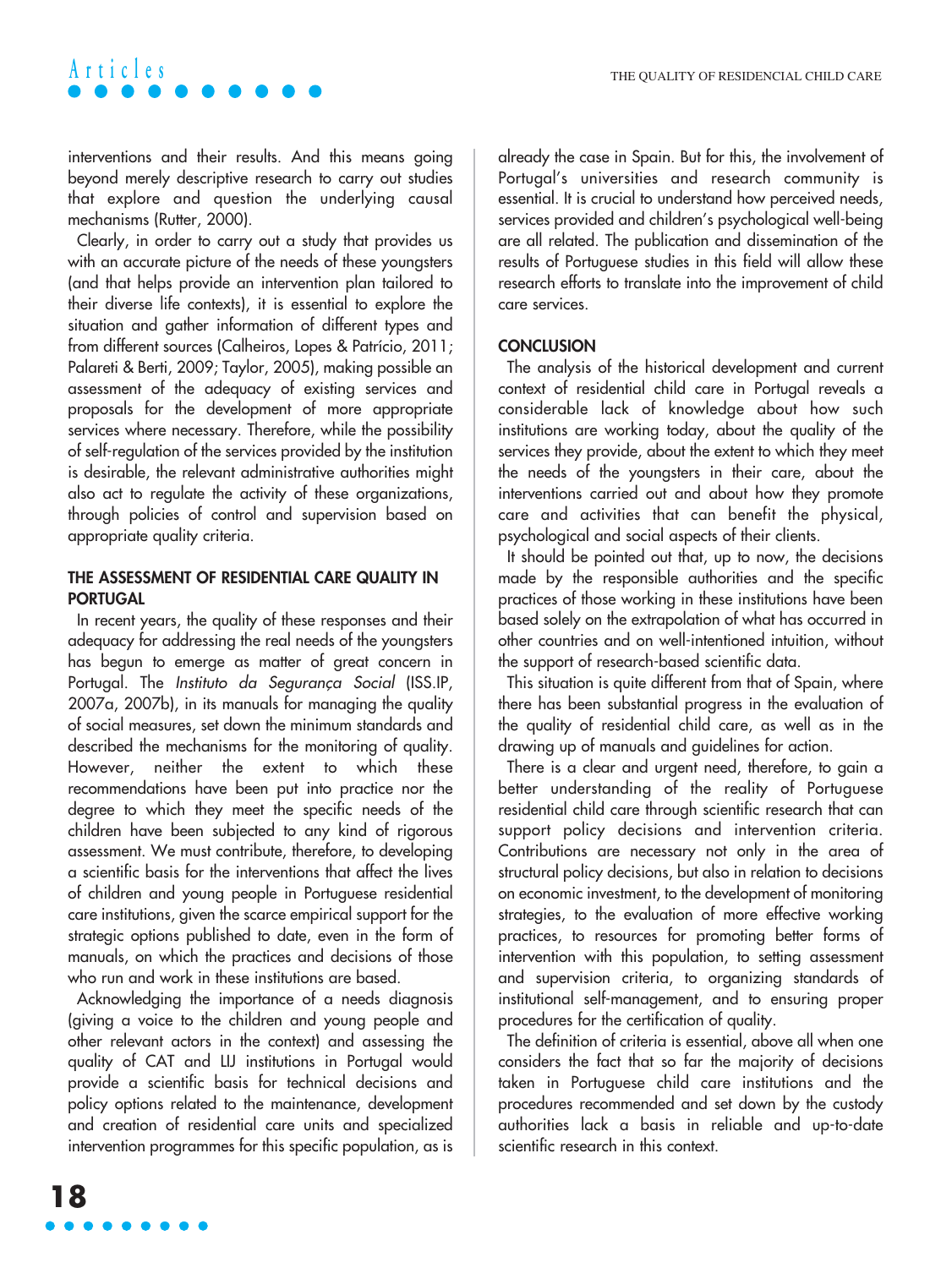interventions and their results. And this means going beyond merely descriptive research to carry out studies that explore and question the underlying causal mechanisms (Rutter, 2000).

Clearly, in order to carry out a study that provides us with an accurate picture of the needs of these youngsters (and that helps provide an intervention plan tailored to their diverse life contexts), it is essential to explore the situation and gather information of different types and from different sources (Calheiros, Lopes & Patrício, 2011; Palareti & Berti, 2009; Taylor, 2005), making possible an assessment of the adequacy of existing services and proposals for the development of more appropriate services where necessary. Therefore, while the possibility of self-regulation of the services provided by the institution is desirable, the relevant administrative authorities might also act to regulate the activity of these organizations, through policies of control and supervision based on appropriate quality criteria.

## THE ASSESSMENT OF RESIDENTIAL CARE QUALITY IN PORTUGAL

In recent years, the quality of these responses and their adequacy for addressing the real needs of the youngsters has begun to emerge as matter of great concern in Portugal. The *Instituto da Segurança Social* (ISS.IP, 2007a, 2007b), in its manuals for managing the quality of social measures, set down the minimum standards and described the mechanisms for the monitoring of quality. However, neither the extent to which these recommendations have been put into practice nor the degree to which they meet the specific needs of the children have been subjected to any kind of rigorous assessment. We must contribute, therefore, to developing a scientific basis for the interventions that affect the lives of children and young people in Portuguese residential care institutions, given the scarce empirical support for the strategic options published to date, even in the form of manuals, on which the practices and decisions of those who run and work in these institutions are based.

Acknowledging the importance of a needs diagnosis (giving a voice to the children and young people and other relevant actors in the context) and assessing the quality of CAT and LIJ institutions in Portugal would provide a scientific basis for technical decisions and policy options related to the maintenance, development and creation of residential care units and specialized intervention programmes for this specific population, as is already the case in Spain. But for this, the involvement of Portugal's universities and research community is essential. It is crucial to understand how perceived needs, services provided and children's psychological well-being are all related. The publication and dissemination of the results of Portuguese studies in this field will allow these research efforts to translate into the improvement of child care services.

## CONCLUSION

The analysis of the historical development and current context of residential child care in Portugal reveals a considerable lack of knowledge about how such institutions are working today, about the quality of the services they provide, about the extent to which they meet the needs of the youngsters in their care, about the interventions carried out and about how they promote care and activities that can benefit the physical, psychological and social aspects of their clients.

It should be pointed out that, up to now, the decisions made by the responsible authorities and the specific practices of those working in these institutions have been based solely on the extrapolation of what has occurred in other countries and on well-intentioned intuition, without the support of research-based scientific data.

This situation is quite different from that of Spain, where there has been substantial progress in the evaluation of the quality of residential child care, as well as in the drawing up of manuals and guidelines for action.

There is a clear and urgent need, therefore, to gain a better understanding of the reality of Portuguese residential child care through scientific research that can support policy decisions and intervention criteria. Contributions are necessary not only in the area of structural policy decisions, but also in relation to decisions on economic investment, to the development of monitoring strategies, to the evaluation of more effective working practices, to resources for promoting better forms of intervention with this population, to setting assessment and supervision criteria, to organizing standards of institutional self-management, and to ensuring proper procedures for the certification of quality.

The definition of criteria is essential, above all when one considers the fact that so far the majority of decisions taken in Portuguese child care institutions and the procedures recommended and set down by the custody authorities lack a basis in reliable and up-to-date scientific research in this context.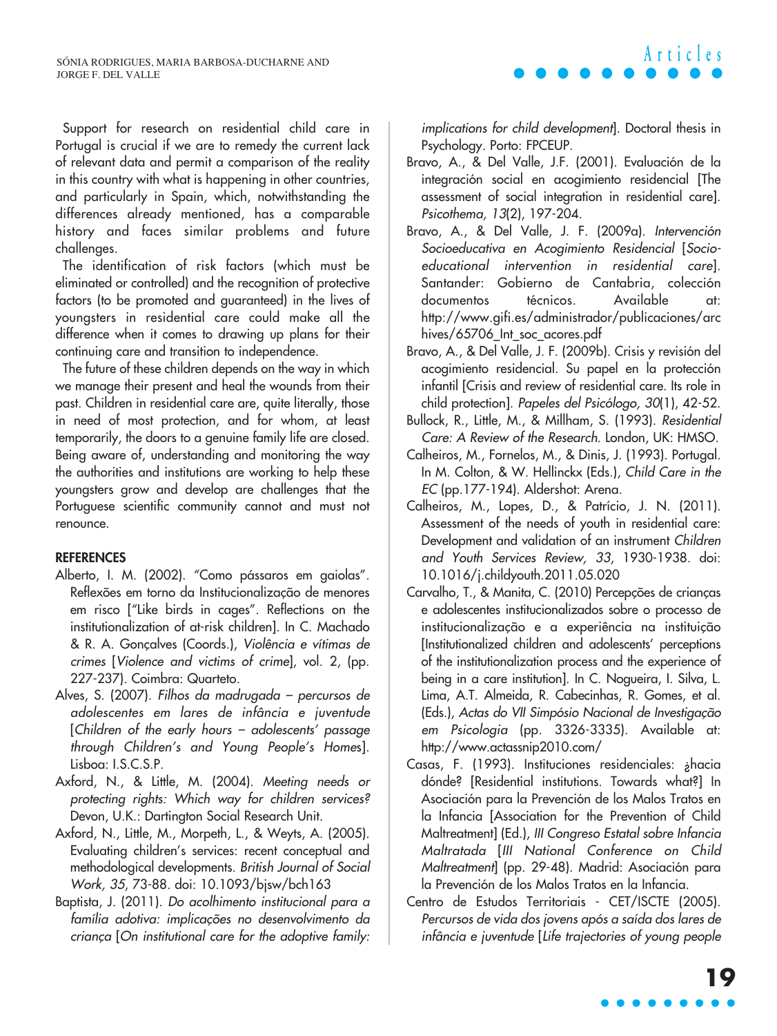Support for research on residential child care in Portugal is crucial if we are to remedy the current lack of relevant data and permit a comparison of the reality in this country with what is happening in other countries, and particularly in Spain, which, notwithstanding the differences already mentioned, has a comparable history and faces similar problems and future challenges.

The identification of risk factors (which must be eliminated or controlled) and the recognition of protective factors (to be promoted and guaranteed) in the lives of youngsters in residential care could make all the difference when it comes to drawing up plans for their continuing care and transition to independence.

The future of these children depends on the way in which we manage their present and heal the wounds from their past. Children in residential care are, quite literally, those in need of most protection, and for whom, at least temporarily, the doors to a genuine family life are closed. Being aware of, understanding and monitoring the way the authorities and institutions are working to help these youngsters grow and develop are challenges that the Portuguese scientific community cannot and must not renounce.

## REFERENCES

Alberto, I. M. (2002). "Como pássaros em gaiolas". Reflexões em torno da Institucionalização de menores em risco ["Like birds in cages". Reflections on the institutionalization of at-risk children]. In C. Machado & R. A. Gonçalves (Coords.), *Violência e vítimas de crimes* [*Violence and victims of crime*], vol. 2, (pp. 227-237). Coimbra: Quarteto.

Alves, S. (2007). *Filhos da madrugada – percursos de adolescentes em lares de infância e juventude* [*Children of the early hours – adolescents' passage through Children's and Young People's Homes*]. Lisboa: I.S.C.S.P.

Axford, N., & Little, M. (2004). *Meeting needs or protecting rights: Which way for children services?* Devon, U.K.: Dartington Social Research Unit.

Axford, N., Little, M., Morpeth, L., & Weyts, A. (2005). Evaluating children's services: recent conceptual and methodological developments. *British Journal of Social Work, 35*, 73-88. doi: 10.1093/bjsw/bch163

Baptista, J. (2011). *Do acolhimento institucional para a família adotiva: implicações no desenvolvimento da criança* [*On institutional care for the adoptive family: implications for child development*]. Doctoral thesis in Psychology. Porto: FPCEUP.

Bravo, A., & Del Valle, J.F. (2001). Evaluación de la integración social en acogimiento residencial [The assessment of social integration in residential care]. *Psicothema, 13*(2), 197-204.

Bravo, A., & Del Valle, J. F. (2009a). *Intervención Socioeducativa en Acogimiento Residencial* [*Socio-educational intervention in residential care*]. Santander: Gobierno de Cantabria, colección documentos técnicos. Available at: http://www.gifi.es/administrador/publicaciones/archives/65706_Int_soc_acores.pdf

Bravo, A., & Del Valle, J. F. (2009b). Crisis y revisión del acogimiento residencial. Su papel en la protección infantil [Crisis and review of residential care. Its role in child protection]. *Papeles del Psicólogo, 30*(1), 42-52.

Bullock, R., Little, M., & Millham, S. (1993). *Residential Care: A Review of the Research*. London, UK: HMSO.

Calheiros, M., Fornelos, M., & Dinis, J. (1993). Portugal. In M. Colton, & W. Hellinckx (Eds.), *Child Care in the EC* (pp.177-194). Aldershot: Arena.

Calheiros, M., Lopes, D., & Patrício, J. N. (2011). Assessment of the needs of youth in residential care: Development and validation of an instrument *Children and Youth Services Review, 33*, 1930-1938. doi: 10.1016/j.childyouth.2011.05.020

Carvalho, T., & Manita, C. (2010) Percepções de crianças e adolescentes institucionalizados sobre o processo de institucionalização e a experiência na instituição [Institutionalized children and adolescents' perceptions of the institutionalization process and the experience of being in a care institution]. In C. Nogueira, I. Silva, L. Lima, A.T. Almeida, R. Cabecinhas, R. Gomes, et al. (Eds.), *Actas do VII Simpósio Nacional de Investigação em Psicologia* (pp. 3326-3335). Available at: http://www.actassnip2010.com/

Casas, F. (1993). Instituciones residenciales: ¿hacia dónde? [Residential institutions. Towards what?] In Asociación para la Prevención de los Malos Tratos en la Infancia [Association for the Prevention of Child Maltreatment] (Ed.), *III Congreso Estatal sobre Infancia Maltratada* [*III National Conference on Child Maltreatment*] (pp. 29-48). Madrid: Asociación para la Prevención de los Malos Tratos en la Infancia.

Centro de Estudos Territoriais - CET/ISCTE (2005). *Percursos de vida dos jovens após a saída dos lares de infância e juventude* [*Life trajectories of young people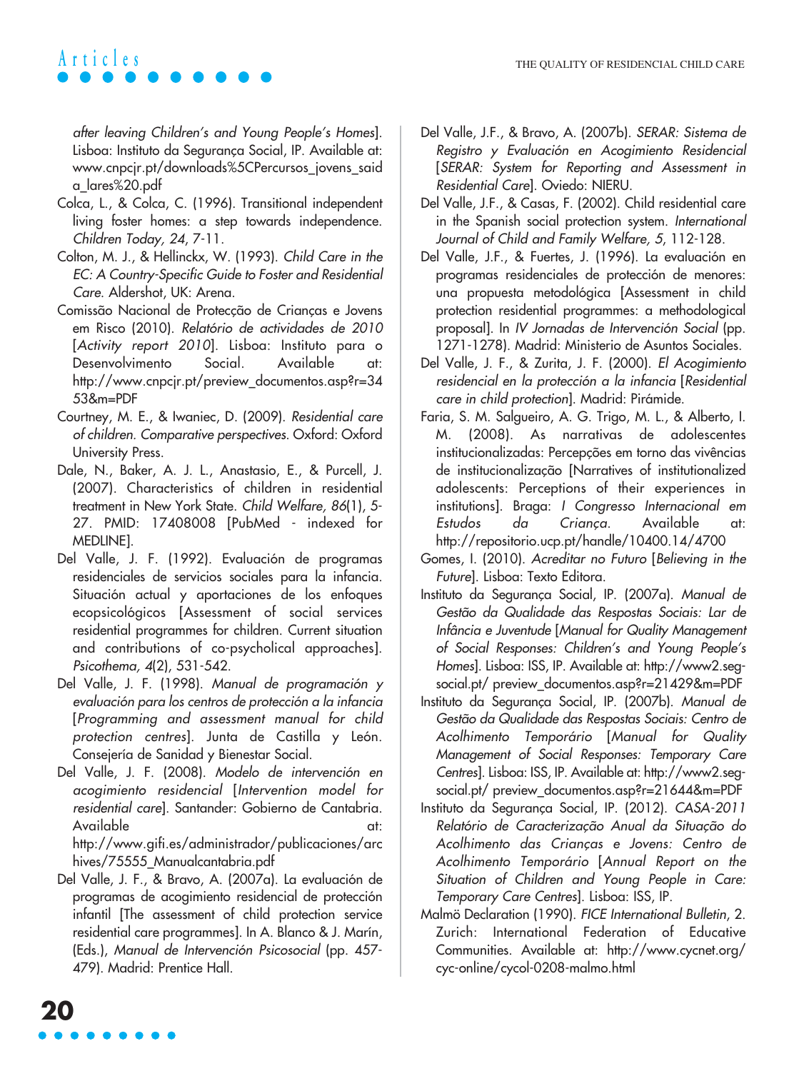*after leaving Children's and Young People's Homes*]. Lisboa: Instituto da Segurança Social, IP. Available at: www.cnpcjr.pt/downloads%5CPercursos_jovens_saida_lares%20.pdf

Colca, L., & Colca, C. (1996). Transitional independent living foster homes: a step towards independence. *Children Today, 24*, 7-11.

Colton, M. J., & Hellinckx, W. (1993). *Child Care in the EC: A Country-Specific Guide to Foster and Residential Care*. Aldershot, UK: Arena.

Comissão Nacional de Protecção de Crianças e Jovens em Risco (2010). *Relatório de actividades de 2010* [*Activity report 2010*]. Lisboa: Instituto para o Desenvolvimento Social. Available at: http://www.cnpcjr.pt/preview_documentos.asp?r=3453&m=PDF

Courtney, M. E., & Iwaniec, D. (2009). *Residential care of children. Comparative perspectives*. Oxford: Oxford University Press.

Dale, N., Baker, A. J. L., Anastasio, E., & Purcell, J. (2007). Characteristics of children in residential treatment in New York State. *Child Welfare, 86*(1), 5-27. PMID: 17408008 [PubMed - indexed for MEDLINE].

Del Valle, J. F. (1992). Evaluación de programas residenciales de servicios sociales para la infancia. Situación actual y aportaciones de los enfoques ecopsicológicos [Assessment of social services residential programmes for children. Current situation and contributions of co-psycholical approaches]. *Psicothema, 4*(2), 531-542.

Del Valle, J. F. (1998). *Manual de programación y evaluación para los centros de protección a la infancia* [*Programming and assessment manual for child protection centres*]. Junta de Castilla y León. Consejería de Sanidad y Bienestar Social.

Del Valle, J. F. (2008). *Modelo de intervención en acogimiento residencial* [*Intervention model for residential care*]. Santander: Gobierno de Cantabria. Available at: http://www.gifi.es/administrador/publicaciones/archives/75555_Manualcantabria.pdf

Del Valle, J. F., & Bravo, A. (2007a). La evaluación de programas de acogimiento residencial de protección infantil [The assessment of child protection service residential care programmes]. In A. Blanco & J. Marín, (Eds.), *Manual de Intervención Psicosocial* (pp. 457-479). Madrid: Prentice Hall.

Del Valle, J.F., & Bravo, A. (2007b). *SERAR: Sistema de Registro y Evaluación en Acogimiento Residencial* [*SERAR: System for Reporting and Assessment in Residential Care*]. Oviedo: NIERU.

Del Valle, J.F., & Casas, F. (2002). Child residential care in the Spanish social protection system. *International Journal of Child and Family Welfare, 5*, 112-128.

Del Valle, J.F., & Fuertes, J. (1996). La evaluación en programas residenciales de protección de menores: una propuesta metodológica [Assessment in child protection residential programmes: a methodological proposal]. In *IV Jornadas de Intervención Social* (pp. 1271-1278). Madrid: Ministerio de Asuntos Sociales.

Del Valle, J. F., & Zurita, J. F. (2000). *El Acogimiento residencial en la protección a la infancia* [*Residential care in child protection*]. Madrid: Pirámide.

Faria, S. M. Salgueiro, A. G. Trigo, M. L., & Alberto, I. M. (2008). As narrativas de adolescentes institucionalizadas: Percepções em torno das vivências de institucionalização [Narratives of institutionalized adolescents: Perceptions of their experiences in institutions]. Braga: *I Congresso Internacional em Estudos da Criança*. Available at: http://repositorio.ucp.pt/handle/10400.14/4700

Gomes, I. (2010). *Acreditar no Futuro* [*Believing in the Future*]. Lisboa: Texto Editora.

Instituto da Segurança Social, IP. (2007a). *Manual de Gestão da Qualidade das Respostas Sociais: Lar de Infância e Juventude* [*Manual for Quality Management of Social Responses: Children's and Young People's Homes*]. Lisboa: ISS, IP. Available at: http://www2.seg-social.pt/ preview_documentos.asp?r=21429&m=PDF

Instituto da Segurança Social, IP. (2007b). *Manual de Gestão da Qualidade das Respostas Sociais: Centro de Acolhimento Temporário* [*Manual for Quality Management of Social Responses: Temporary Care Centres*]. Lisboa: ISS, IP. Available at: http://www2.seg-social.pt/ preview_documentos.asp?r=21644&m=PDF

Instituto da Segurança Social, IP. (2012). *CASA-2011 Relatório de Caracterização Anual da Situação do Acolhimento das Crianças e Jovens: Centro de Acolhimento Temporário* [*Annual Report on the Situation of Children and Young People in Care: Temporary Care Centres*]. Lisboa: ISS, IP.

Malmö Declaration (1990). *FICE International Bulletin*, 2. Zurich: International Federation of Educative Communities. Available at: http://www.cycnet.org/cyc-online/cycol-0208-malmo.html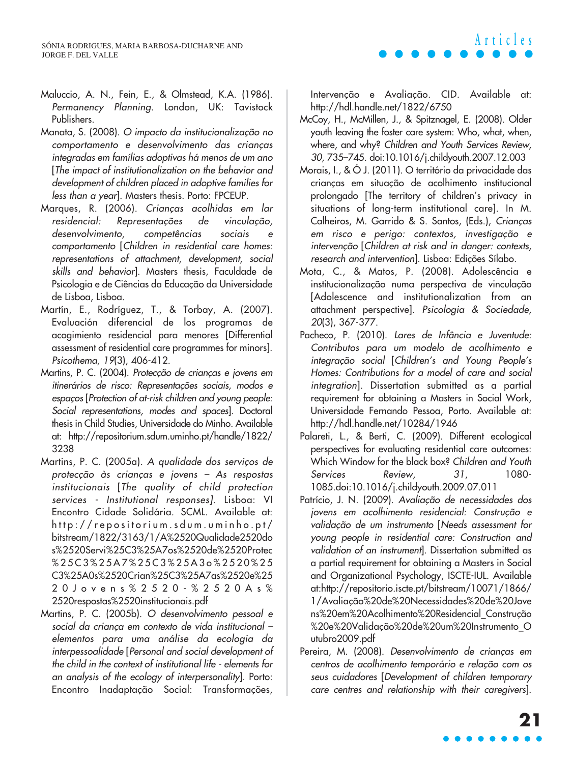Maluccio, A. N., Fein, E., & Olmstead, K.A. (1986). *Permanency Planning*. London, UK: Tavistock Publishers.

Manata, S. (2008). *O impacto da institucionalização no comportamento e desenvolvimento das crianças integradas em famílias adoptivas há menos de um ano* [*The impact of institutionalization on the behavior and development of children placed in adoptive families for less than a year*]. Masters thesis. Porto: FPCEUP.

Marques, R. (2006). *Crianças acolhidas em lar residencial: Representações de vinculação, desenvolvimento, competências sociais e comportamento* [*Children in residential care homes: representations of attachment, development, social skills and behavior*]. Masters thesis, Faculdade de Psicologia e de Ciências da Educação da Universidade de Lisboa, Lisboa.

Martín, E., Rodríguez, T., & Torbay, A. (2007). Evaluación diferencial de los programas de acogimiento residencial para menores [Differential assessment of residential care programmes for minors]. *Psicothema, 19*(3), 406-412.

Martins, P. C. (2004). *Protecção de crianças e jovens em itinerários de risco: Representações sociais, modos e espaços* [*Protection of at-risk children and young people: Social representations, modes and spaces*]. Doctoral thesis in Child Studies, Universidade do Minho. Available at: http://repositorium.sdum.uminho.pt/handle/1822/3238

Martins, P. C. (2005a). *A qualidade dos serviços de protecção às crianças e jovens – As respostas institucionais* [*The quality of child protection services - Institutional responses*]. Lisboa: VI Encontro Cidade Solidária. SCML. Available at: http://repositorium.sdum.uminho.pt/bitstream/1822/3163/1/A%2520Qualidade2520dos%2520Servi%25C3%25A7os%2520de%2520Protec%25C3%25A7%25C3%25A3o%2520%25C3%25A0s%2520Crian%25C3%25A7as%2520e%2520Jovens%2520-%2520As%2520respostas%2520institucionais.pdf

Martins, P. C. (2005b). *O desenvolvimento pessoal e social da criança em contexto de vida institucional – elementos para uma análise da ecologia da interpessoalidade* [*Personal and social development of the child in the context of institutional life - elements for an analysis of the ecology of interpersonality*]. Porto: Encontro Inadaptação Social: Transformações, Intervenção e Avaliação. CID. Available at: http://hdl.handle.net/1822/6750

McCoy, H., McMillen, J., & Spitznagel, E. (2008). Older youth leaving the foster care system: Who, what, when, where, and why? *Children and Youth Services Review, 30*, 735–745. doi:10.1016/j.childyouth.2007.12.003

Morais, I., & Ó J. (2011). O território da privacidade das crianças em situação de acolhimento institucional prolongado [The territory of children's privacy in situations of long-term institutional care]. In M. Calheiros, M. Garrido & S. Santos, (Eds.), *Crianças em risco e perigo: contextos, investigação e intervenção* [*Children at risk and in danger: contexts, research and intervention*]. Lisboa: Edições Sílabo.

Mota, C., & Matos, P. (2008). Adolescência e institucionalização numa perspectiva de vinculação [Adolescence and institutionalization from an attachment perspective]. *Psicologia & Sociedade, 20*(3), 367-377.

Pacheco, P. (2010). *Lares de Infância e Juventude: Contributos para um modelo de acolhimento e integração social* [*Children's and Young People's Homes: Contributions for a model of care and social integration*]. Dissertation submitted as a partial requirement for obtaining a Masters in Social Work, Universidade Fernando Pessoa, Porto. Available at: http://hdl.handle.net/10284/1946

Palareti, L., & Berti, C. (2009). Different ecological perspectives for evaluating residential care outcomes: Which Window for the black box? *Children and Youth Services Review, 31*, 1080-1085.doi:10.1016/j.childyouth.2009.07.011

Patrício, J. N. (2009). *Avaliação de necessidades dos jovens em acolhimento residencial: Construção e validação de um instrumento* [*Needs assessment for young people in residential care: Construction and validation of an instrument*]. Dissertation submitted as a partial requirement for obtaining a Masters in Social and Organizational Psychology, ISCTE-IUL. Available at:http://repositorio.iscte.pt/bitstream/10071/1866/1/Avaliação%20de%20Necessidades%20de%20Jovens%20em%20Acolhimento%20Residencial_Construção%20e%20Validação%20de%20um%20Instrumento_Outubro2009.pdf

Pereira, M. (2008). *Desenvolvimento de crianças em centros de acolhimento temporário e relação com os seus cuidadores* [*Development of children temporary care centres and relationship with their caregivers*].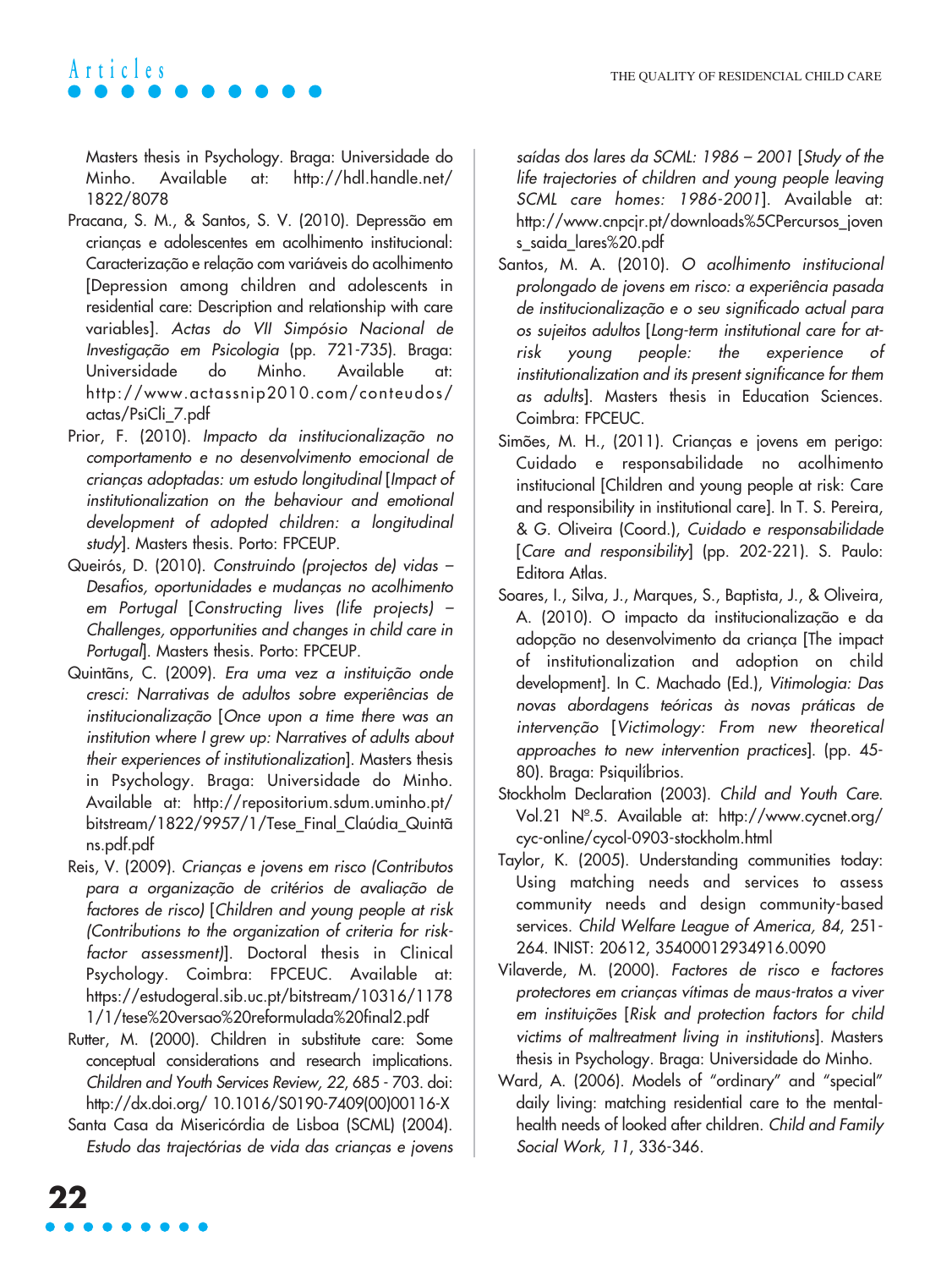Masters thesis in Psychology. Braga: Universidade do Minho. Available at: http://hdl.handle.net/1822/8078

Pracana, S. M., & Santos, S. V. (2010). Depressão em crianças e adolescentes em acolhimento institucional: Caracterização e relação com variáveis do acolhimento [Depression among children and adolescents in residential care: Description and relationship with care variables]. *Actas do VII Simpósio Nacional de Investigação em Psicologia* (pp. 721-735). Braga: Universidade do Minho. Available at: http://www.actassnip2010.com/conteudos/actas/PsiCli_7.pdf

Prior, F. (2010). *Impacto da institucionalização no comportamento e no desenvolvimento emocional de crianças adoptadas: um estudo longitudinal* [*Impact of institutionalization on the behaviour and emotional development of adopted children: a longitudinal study*]. Masters thesis. Porto: FPCEUP.

Queirós, D. (2010). *Construindo (projectos de) vidas – Desafios, oportunidades e mudanças no acolhimento em Portugal* [*Constructing lives (life projects) – Challenges, opportunities and changes in child care in Portugal*]. Masters thesis. Porto: FPCEUP.

Quintãns, C. (2009). *Era uma vez a instituição onde cresci: Narrativas de adultos sobre experiências de institucionalização* [*Once upon a time there was an institution where I grew up: Narratives of adults about their experiences of institutionalization*]. Masters thesis in Psychology. Braga: Universidade do Minho. Available at: http://repositorium.sdum.uminho.pt/bitstream/1822/9957/1/Tese_Final_Claúdia_Quintãns.pdf.pdf

Reis, V. (2009). *Crianças e jovens em risco (Contributos para a organização de critérios de avaliação de factores de risco)* [*Children and young people at risk (Contributions to the organization of criteria for risk-factor assessment)*]. Doctoral thesis in Clinical Psychology. Coimbra: FPCEUC. Available at: https://estudogeral.sib.uc.pt/bitstream/10316/11781/1/tese%20versao%20reformulada%20final2.pdf

Rutter, M. (2000). Children in substitute care: Some conceptual considerations and research implications. *Children and Youth Services Review, 22*, 685 - 703. doi: http://dx.doi.org/ 10.1016/S0190-7409(00)00116-X

Santa Casa da Misericórdia de Lisboa (SCML) (2004). *Estudo das trajectórias de vida das crianças e jovens saídas dos lares da SCML: 1986 – 2001* [*Study of the life trajectories of children and young people leaving SCML care homes: 1986-2001*]. Available at: http://www.cnpcjr.pt/downloads%5CPercursos_jovens_saida_lares%20.pdf

Santos, M. A. (2010). *O acolhimento institucional prolongado de jovens em risco: a experiência pasada de institucionalização e o seu significado actual para os sujeitos adultos* [*Long-term institutional care for at-risk young people: the experience of institutionalization and its present significance for them as adults*]. Masters thesis in Education Sciences. Coimbra: FPCEUC.

Simões, M. H., (2011). Crianças e jovens em perigo: Cuidado e responsabilidade no acolhimento institucional [Children and young people at risk: Care and responsibility in institutional care]. In T. S. Pereira, & G. Oliveira (Coord.), *Cuidado e responsabilidade* [*Care and responsibility*] (pp. 202-221). S. Paulo: Editora Atlas.

Soares, I., Silva, J., Marques, S., Baptista, J., & Oliveira, A. (2010). O impacto da institucionalização e da adopção no desenvolvimento da criança [The impact of institutionalization and adoption on child development]. In C. Machado (Ed.), *Vitimologia: Das novas abordagens teóricas às novas práticas de intervenção* [*Victimology: From new theoretical approaches to new intervention practices*]. (pp. 45-80). Braga: Psiquilíbrios.

Stockholm Declaration (2003). *Child and Youth Care*. Vol.21 Nº.5. Available at: http://www.cycnet.org/cyc-online/cycol-0903-stockholm.html

Taylor, K. (2005). Understanding communities today: Using matching needs and services to assess community needs and design community-based services. *Child Welfare League of America, 84*, 251-264. INIST: 20612, 35400012934916.0090

Vilaverde, M. (2000). *Factores de risco e factores protectores em crianças vítimas de maus-tratos a viver em instituições* [*Risk and protection factors for child victims of maltreatment living in institutions*]. Masters thesis in Psychology. Braga: Universidade do Minho.

Ward, A. (2006). Models of "ordinary" and "special" daily living: matching residential care to the mental-health needs of looked after children. *Child and Family Social Work, 11*, 336-346.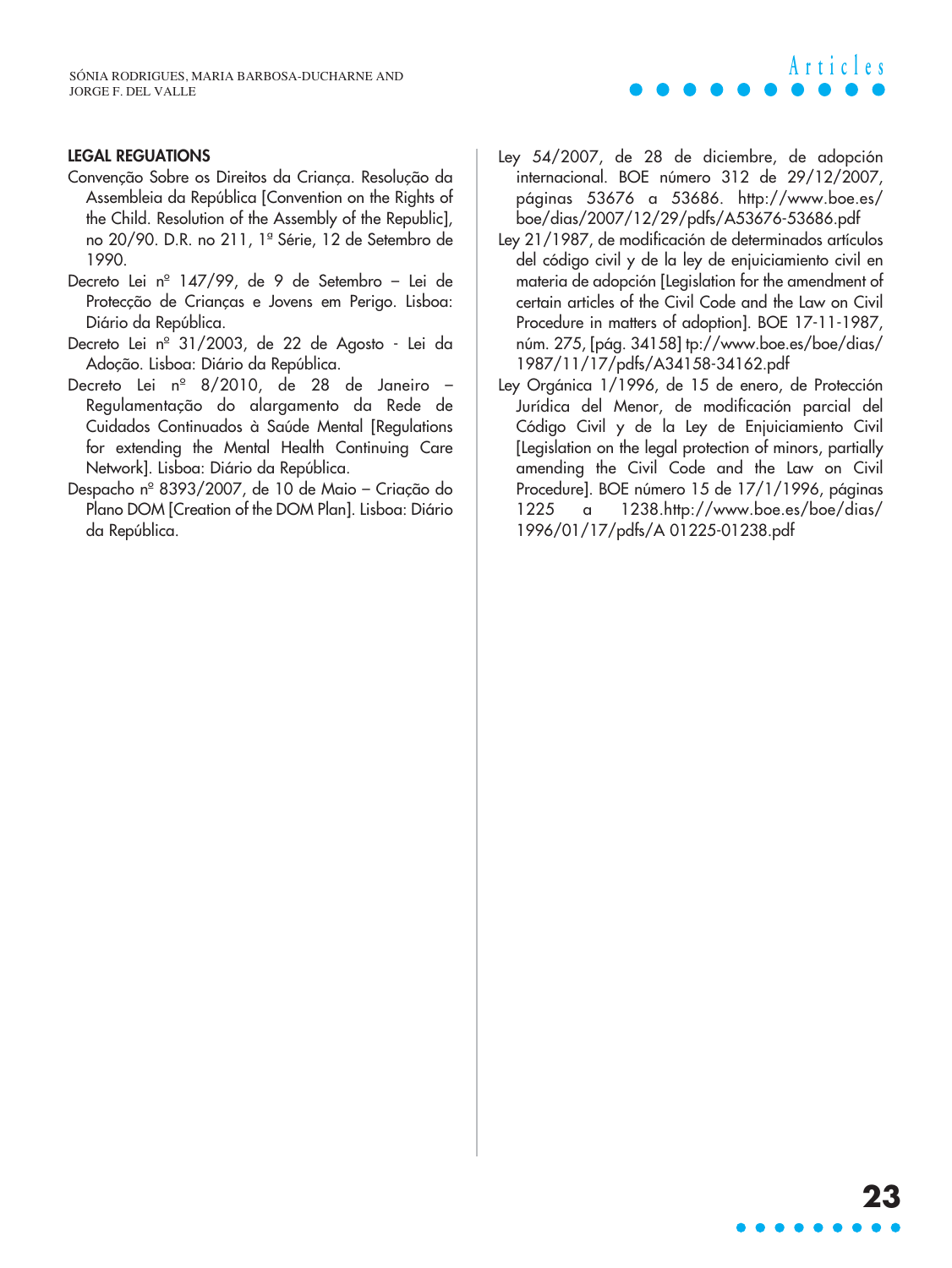## LEGAL REGUATIONS

Convenção Sobre os Direitos da Criança. Resolução da Assembleia da República [Convention on the Rights of the Child. Resolution of the Assembly of the Republic], no 20/90. D.R. no 211, 1ª Série, 12 de Setembro de 1990.

Decreto Lei nº 147/99, de 9 de Setembro – Lei de Protecção de Crianças e Jovens em Perigo. Lisboa: Diário da República.

Decreto Lei nº 31/2003, de 22 de Agosto - Lei da Adoção. Lisboa: Diário da República.

Decreto Lei nº 8/2010, de 28 de Janeiro – Regulamentação do alargamento da Rede de Cuidados Continuados à Saúde Mental [Regulations for extending the Mental Health Continuing Care Network]. Lisboa: Diário da República.

Despacho nº 8393/2007, de 10 de Maio – Criação do Plano DOM [Creation of the DOM Plan]. Lisboa: Diário da República.

Ley 54/2007, de 28 de diciembre, de adopción internacional. BOE número 312 de 29/12/2007, páginas 53676 a 53686. http://www.boe.es/boe/dias/2007/12/29/pdfs/A53676-53686.pdf

Ley 21/1987, de modificación de determinados artículos del código civil y de la ley de enjuiciamiento civil en materia de adopción [Legislation for the amendment of certain articles of the Civil Code and the Law on Civil Procedure in matters of adoption]. BOE 17-11-1987, núm. 275, [pág. 34158] tp://www.boe.es/boe/dias/1987/11/17/pdfs/A34158-34162.pdf

Ley Orgánica 1/1996, de 15 de enero, de Protección Jurídica del Menor, de modificación parcial del Código Civil y de la Ley de Enjuiciamiento Civil [Legislation on the legal protection of minors, partially amending the Civil Code and the Law on Civil Procedure]. BOE número 15 de 17/1/1996, páginas 1225 a 1238.http://www.boe.es/boe/dias/1996/01/17/pdfs/A 01225-01238.pdf